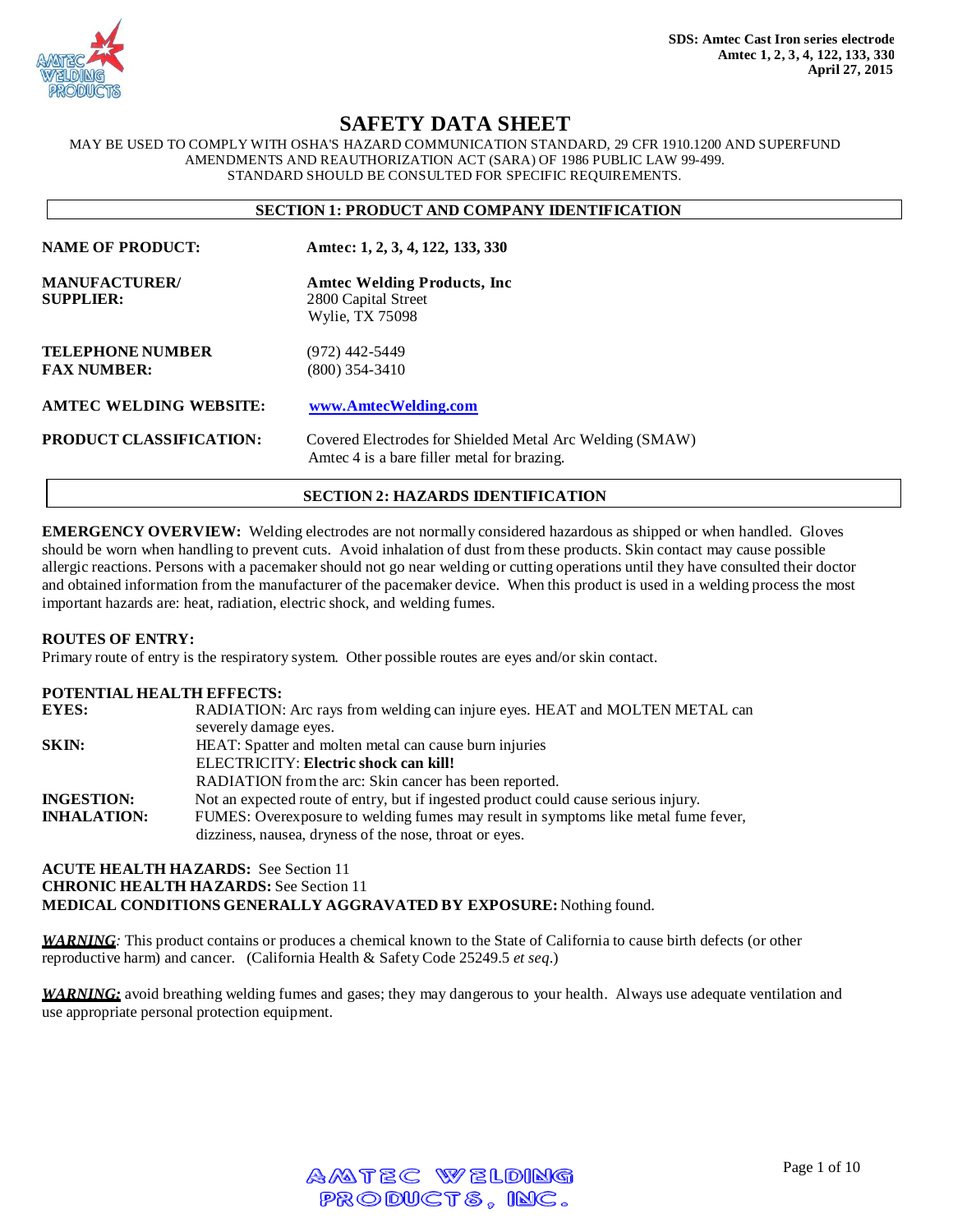# SAFETY DATA SHEET

MAY BE USED TO COMPLY WITH OSHA'S HAZARD COMMUNICATION STANDARD, 29 CFR 1910.1200 AND SUPERFUND AMENDMENTS AND REAUTHORIZATION ACT (SARA) OF 1986 PUBLIC LAW 99-499. STANDARD SHOULD BE CONSULTED FOR SPECIFIC REQUIREMENTS.

## SECTION 1: PRODUCT AND COMPANY IDENTIFICATION

**NAME OF PRODUCT:** **Amtec: 1, 2, 3, 4, 122, 133, 330**

**MANUFACTURER/ SUPPLIER:** **Amtec Welding Products, Inc**
2800 Capital Street
Wylie, TX 75098

**TELEPHONE NUMBER** (972) 442-5449
**FAX NUMBER:** (800) 354-3410

**AMTEC WELDING WEBSITE:** www.AmtecWelding.com

**PRODUCT CLASSIFICATION:** Covered Electrodes for Shielded Metal Arc Welding (SMAW)
Amtec 4 is a bare filler metal for brazing.

## SECTION 2: HAZARDS IDENTIFICATION

**EMERGENCY OVERVIEW:** Welding electrodes are not normally considered hazardous as shipped or when handled. Gloves should be worn when handling to prevent cuts. Avoid inhalation of dust from these products. Skin contact may cause possible allergic reactions. Persons with a pacemaker should not go near welding or cutting operations until they have consulted their doctor and obtained information from the manufacturer of the pacemaker device. When this product is used in a welding process the most important hazards are: heat, radiation, electric shock, and welding fumes.

**ROUTES OF ENTRY:**
Primary route of entry is the respiratory system. Other possible routes are eyes and/or skin contact.

**POTENTIAL HEALTH EFFECTS:**

**EYES:** RADIATION: Arc rays from welding can injure eyes. HEAT and MOLTEN METAL can severely damage eyes.

**SKIN:** HEAT: Spatter and molten metal can cause burn injuries
ELECTRICITY: **Electric shock can kill!**
RADIATION from the arc: Skin cancer has been reported.

**INGESTION:** Not an expected route of entry, but if ingested product could cause serious injury.

**INHALATION:** FUMES: Overexposure to welding fumes may result in symptoms like metal fume fever, dizziness, nausea, dryness of the nose, throat or eyes.

**ACUTE HEALTH HAZARDS:** See Section 11
**CHRONIC HEALTH HAZARDS:** See Section 11
**MEDICAL CONDITIONS GENERALLY AGGRAVATED BY EXPOSURE:** Nothing found.

***WARNING***: This product contains or produces a chemical known to the State of California to cause birth defects (or other reproductive harm) and cancer. (California Health & Safety Code 25249.5 *et seq*.)

***WARNING:*** avoid breathing welding fumes and gases; they may dangerous to your health. Always use adequate ventilation and use appropriate personal protection equipment.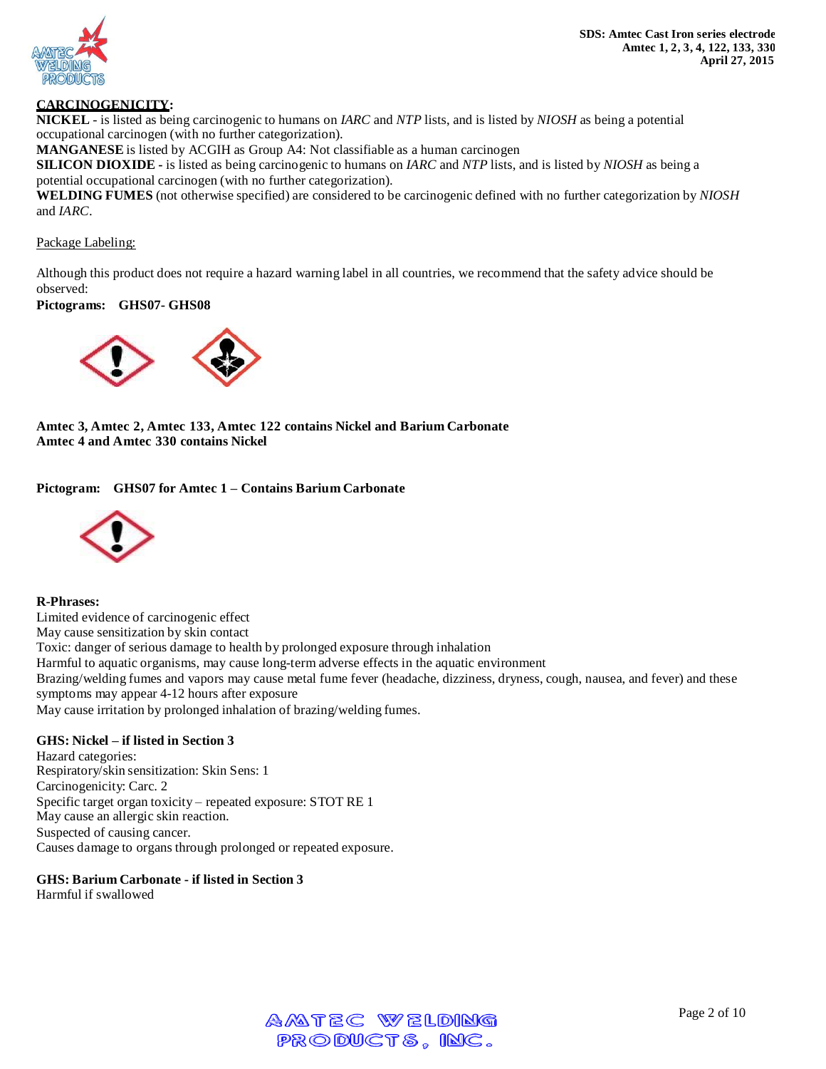**CARCINOGENICITY:**

**NICKEL** - is listed as being carcinogenic to humans on *IARC* and *NTP* lists, and is listed by *NIOSH* as being a potential occupational carcinogen (with no further categorization).

**MANGANESE** is listed by ACGIH as Group A4: Not classifiable as a human carcinogen

**SILICON DIOXIDE** - is listed as being carcinogenic to humans on *IARC* and *NTP* lists, and is listed by *NIOSH* as being a potential occupational carcinogen (with no further categorization).

**WELDING FUMES** (not otherwise specified) are considered to be carcinogenic defined with no further categorization by *NIOSH* and *IARC*.

Package Labeling:

Although this product does not require a hazard warning label in all countries, we recommend that the safety advice should be observed:

**Pictograms: GHS07- GHS08**

**Amtec 3, Amtec 2, Amtec 133, Amtec 122 contains Nickel and Barium Carbonate**
**Amtec 4 and Amtec 330 contains Nickel**

**Pictogram: GHS07 for Amtec 1 – Contains Barium Carbonate**

**R-Phrases:**

Limited evidence of carcinogenic effect
May cause sensitization by skin contact
Toxic: danger of serious damage to health by prolonged exposure through inhalation
Harmful to aquatic organisms, may cause long-term adverse effects in the aquatic environment
Brazing/welding fumes and vapors may cause metal fume fever (headache, dizziness, dryness, cough, nausea, and fever) and these symptoms may appear 4-12 hours after exposure
May cause irritation by prolonged inhalation of brazing/welding fumes.

**GHS: Nickel – if listed in Section 3**

Hazard categories:
Respiratory/skin sensitization: Skin Sens: 1
Carcinogenicity: Carc. 2
Specific target organ toxicity – repeated exposure: STOT RE 1
May cause an allergic skin reaction.
Suspected of causing cancer.
Causes damage to organs through prolonged or repeated exposure.

**GHS: Barium Carbonate - if listed in Section 3**

Harmful if swallowed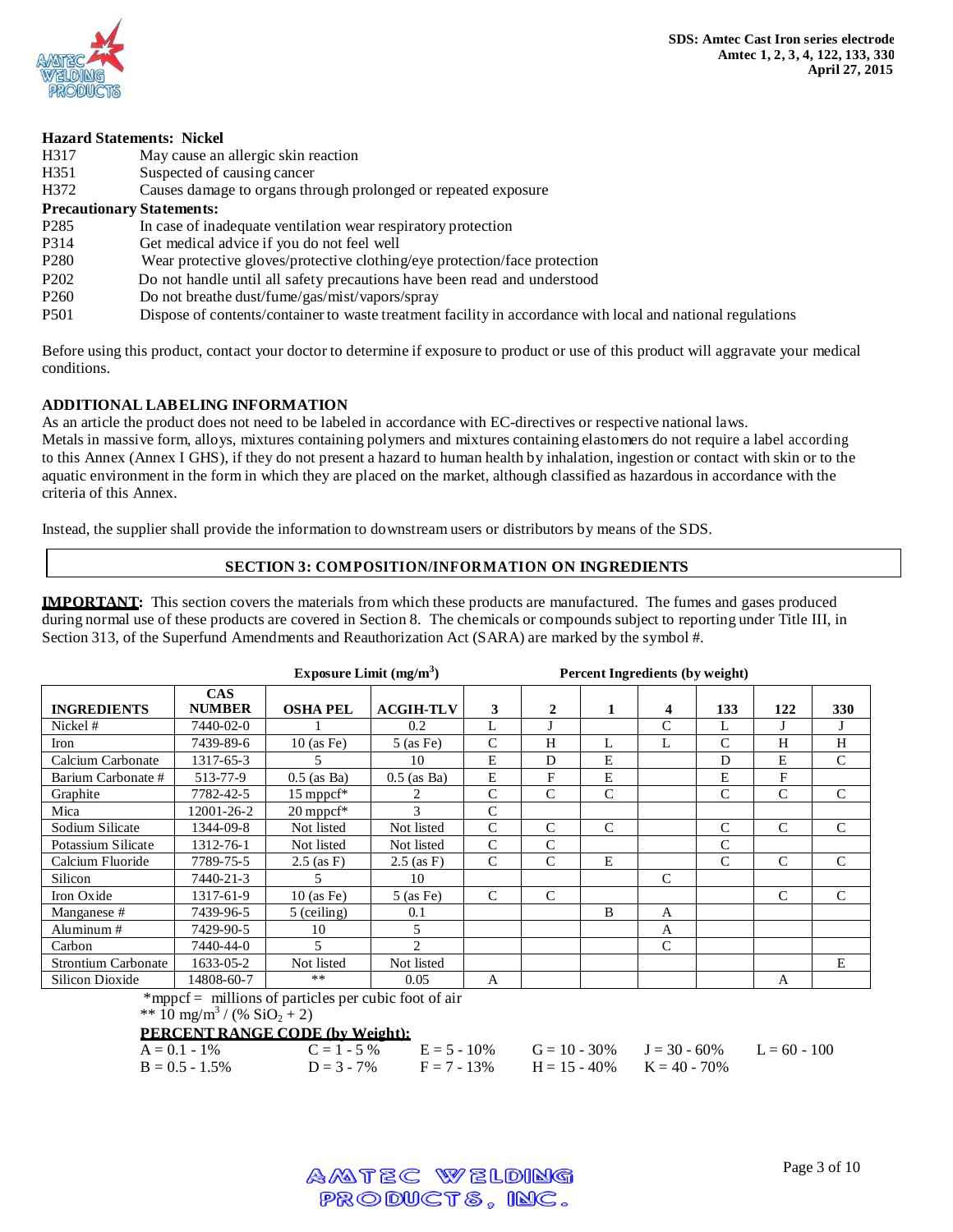**Hazard Statements: Nickel**

| | |
|---|---|
| H317 | May cause an allergic skin reaction |
| H351 | Suspected of causing cancer |
| H372 | Causes damage to organs through prolonged or repeated exposure |

**Precautionary Statements:**

| | |
|---|---|
| P285 | In case of inadequate ventilation wear respiratory protection |
| P314 | Get medical advice if you do not feel well |
| P280 | Wear protective gloves/protective clothing/eye protection/face protection |
| P202 | Do not handle until all safety precautions have been read and understood |
| P260 | Do not breathe dust/fume/gas/mist/vapors/spray |
| P501 | Dispose of contents/container to waste treatment facility in accordance with local and national regulations |

Before using this product, contact your doctor to determine if exposure to product or use of this product will aggravate your medical conditions.

**ADDITIONAL LABELING INFORMATION**

As an article the product does not need to be labeled in accordance with EC-directives or respective national laws.
Metals in massive form, alloys, mixtures containing polymers and mixtures containing elastomers do not require a label according to this Annex (Annex I GHS), if they do not present a hazard to human health by inhalation, ingestion or contact with skin or to the aquatic environment in the form in which they are placed on the market, although classified as hazardous in accordance with the criteria of this Annex.

Instead, the supplier shall provide the information to downstream users or distributors by means of the SDS.

## SECTION 3: COMPOSITION/INFORMATION ON INGREDIENTS

**IMPORTANT:** This section covers the materials from which these products are manufactured. The fumes and gases produced during normal use of these products are covered in Section 8. The chemicals or compounds subject to reporting under Title III, in Section 313, of the Superfund Amendments and Reauthorization Act (SARA) are marked by the symbol #.

| | | Exposure Limit ($mg/m^3$) | | Percent Ingredients (by weight) | | | | | | |
|---|---|---|---|---|---|---|---|---|---|---|
| **INGREDIENTS** | **CAS NUMBER** | **OSHA PEL** | **ACGIH-TLV** | **3** | **2** | **1** | **4** | **133** | **122** | **330** |
| Nickel # | 7440-02-0 | 1 | 0.2 | L | J | | C | L | J | J |
| Iron | 7439-89-6 | 10 (as Fe) | 5 (as Fe) | C | H | L | L | C | H | H |
| Calcium Carbonate | 1317-65-3 | 5 | 10 | E | D | E | | D | E | C |
| Barium Carbonate # | 513-77-9 | 0.5 (as Ba) | 0.5 (as Ba) | E | F | E | | E | F | |
| Graphite | 7782-42-5 | 15 mppcf* | 2 | C | C | C | | C | C | C |
| Mica | 12001-26-2 | 20 mppcf* | 3 | C | | | | | | |
| Sodium Silicate | 1344-09-8 | Not listed | Not listed | C | C | C | | C | C | C |
| Potassium Silicate | 1312-76-1 | Not listed | Not listed | C | C | | | C | | |
| Calcium Fluoride | 7789-75-5 | 2.5 (as F) | 2.5 (as F) | C | C | E | | C | C | C |
| Silicon | 7440-21-3 | 5 | 10 | | | | C | | | |
| Iron Oxide | 1317-61-9 | 10 (as Fe) | 5 (as Fe) | C | C | | | | C | C |
| Manganese # | 7439-96-5 | 5 (ceiling) | 0.1 | | | B | A | | | |
| Aluminum # | 7429-90-5 | 10 | 5 | | | | A | | | |
| Carbon | 7440-44-0 | 5 | 2 | | | | C | | | |
| Strontium Carbonate | 1633-05-2 | Not listed | Not listed | | | | | | | E |
| Silicon Dioxide | 14808-60-7 | ** | 0.05 | A | | | | | A | |

*mppcf = millions of particles per cubic foot of air
** $10\ mg/m^3 / (\%\ SiO_2 + 2)$

**PERCENT RANGE CODE (by Weight):**

| | | | | | |
|---|---|---|---|---|---|
| A = 0.1 - 1% | C = 1 - 5 % | E = 5 - 10% | G = 10 - 30% | J = 30 - 60% | L = 60 - 100 |
| B = 0.5 - 1.5% | D = 3 - 7% | F = 7 - 13% | H = 15 - 40% | K = 40 - 70% | |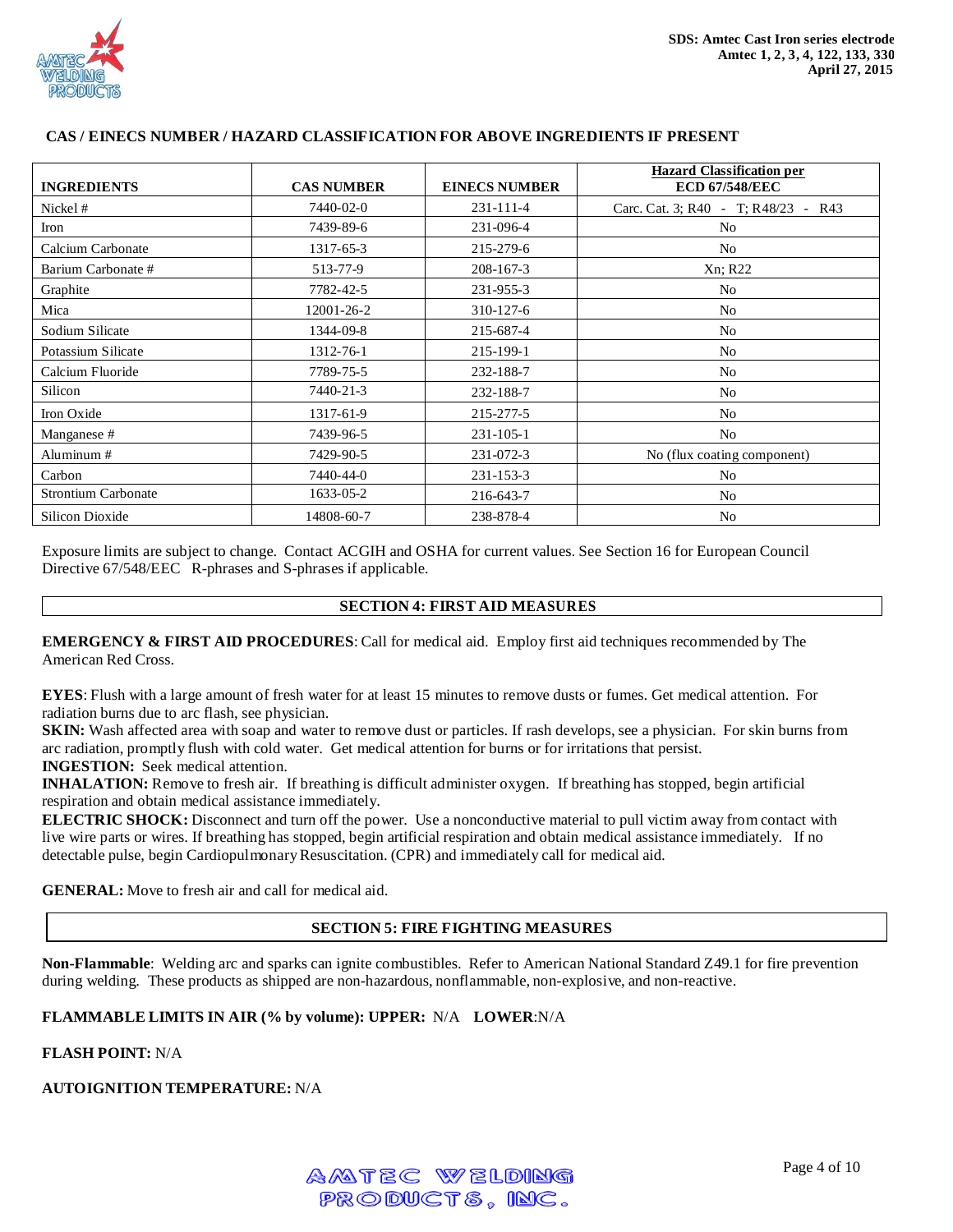## CAS / EINECS NUMBER / HAZARD CLASSIFICATION FOR ABOVE INGREDIENTS IF PRESENT

| INGREDIENTS | CAS NUMBER | EINECS NUMBER | Hazard Classification per ECD 67/548/EEC |
|---|---|---|---|
| Nickel # | 7440-02-0 | 231-111-4 | Carc. Cat. 3; R40 - T; R48/23 - R43 |
| Iron | 7439-89-6 | 231-096-4 | No |
| Calcium Carbonate | 1317-65-3 | 215-279-6 | No |
| Barium Carbonate # | 513-77-9 | 208-167-3 | Xn; R22 |
| Graphite | 7782-42-5 | 231-955-3 | No |
| Mica | 12001-26-2 | 310-127-6 | No |
| Sodium Silicate | 1344-09-8 | 215-687-4 | No |
| Potassium Silicate | 1312-76-1 | 215-199-1 | No |
| Calcium Fluoride | 7789-75-5 | 232-188-7 | No |
| Silicon | 7440-21-3 | 232-188-7 | No |
| Iron Oxide | 1317-61-9 | 215-277-5 | No |
| Manganese # | 7439-96-5 | 231-105-1 | No |
| Aluminum # | 7429-90-5 | 231-072-3 | No (flux coating component) |
| Carbon | 7440-44-0 | 231-153-3 | No |
| Strontium Carbonate | 1633-05-2 | 216-643-7 | No |
| Silicon Dioxide | 14808-60-7 | 238-878-4 | No |

Exposure limits are subject to change. Contact ACGIH and OSHA for current values. See Section 16 for European Council Directive 67/548/EEC R-phrases and S-phrases if applicable.

## SECTION 4: FIRST AID MEASURES

**EMERGENCY & FIRST AID PROCEDURES**: Call for medical aid. Employ first aid techniques recommended by The American Red Cross.

**EYES**: Flush with a large amount of fresh water for at least 15 minutes to remove dusts or fumes. Get medical attention. For radiation burns due to arc flash, see physician.

**SKIN:** Wash affected area with soap and water to remove dust or particles. If rash develops, see a physician. For skin burns from arc radiation, promptly flush with cold water. Get medical attention for burns or for irritations that persist.

**INGESTION:** Seek medical attention.

**INHALATION:** Remove to fresh air. If breathing is difficult administer oxygen. If breathing has stopped, begin artificial respiration and obtain medical assistance immediately.

**ELECTRIC SHOCK:** Disconnect and turn off the power. Use a nonconductive material to pull victim away from contact with live wire parts or wires. If breathing has stopped, begin artificial respiration and obtain medical assistance immediately. If no detectable pulse, begin Cardiopulmonary Resuscitation. (CPR) and immediately call for medical aid.

**GENERAL:** Move to fresh air and call for medical aid.

## SECTION 5: FIRE FIGHTING MEASURES

**Non-Flammable**: Welding arc and sparks can ignite combustibles. Refer to American National Standard Z49.1 for fire prevention during welding. These products as shipped are non-hazardous, nonflammable, non-explosive, and non-reactive.

**FLAMMABLE LIMITS IN AIR (% by volume): UPPER:** N/A **LOWER**:N/A

**FLASH POINT:** N/A

**AUTOIGNITION TEMPERATURE:** N/A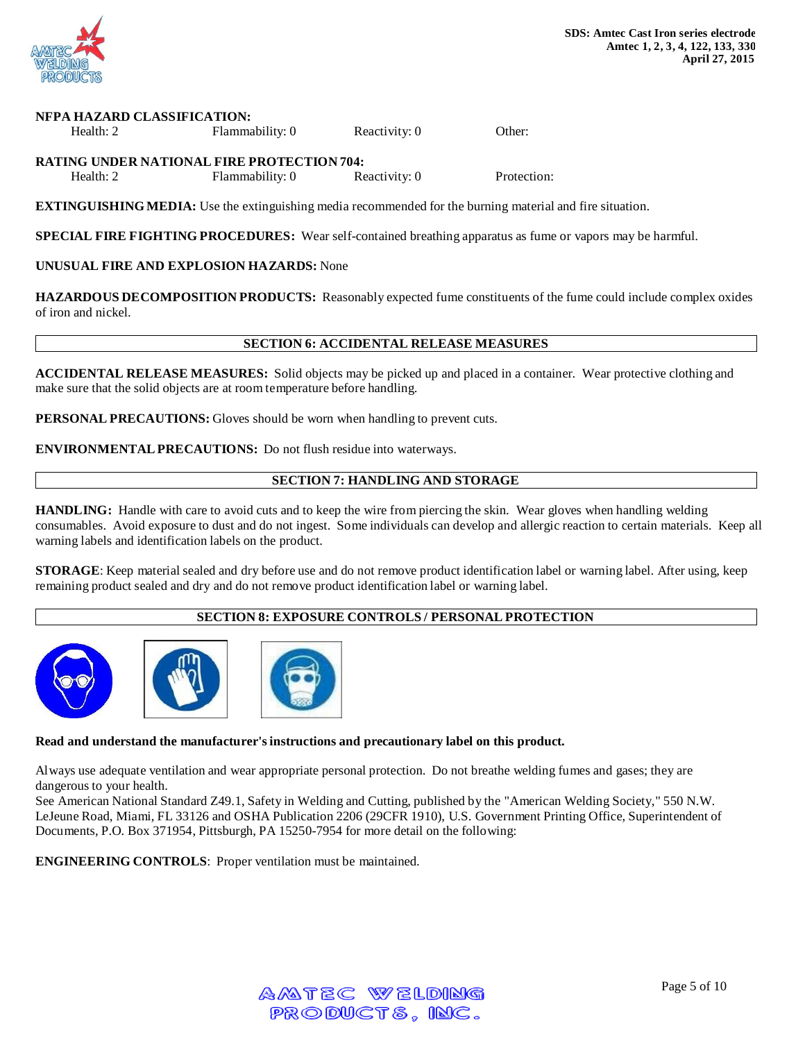**NFPA HAZARD CLASSIFICATION:**

| Health: 2 | Flammability: 0 | Reactivity: 0 | Other: |
|---|---|---|---|

**RATING UNDER NATIONAL FIRE PROTECTION 704:**

| Health: 2 | Flammability: 0 | Reactivity: 0 | Protection: |
|---|---|---|---|

**EXTINGUISHING MEDIA:** Use the extinguishing media recommended for the burning material and fire situation.

**SPECIAL FIRE FIGHTING PROCEDURES:** Wear self-contained breathing apparatus as fume or vapors may be harmful.

**UNUSUAL FIRE AND EXPLOSION HAZARDS:** None

**HAZARDOUS DECOMPOSITION PRODUCTS:** Reasonably expected fume constituents of the fume could include complex oxides of iron and nickel.

## SECTION 6: ACCIDENTAL RELEASE MEASURES

**ACCIDENTAL RELEASE MEASURES:** Solid objects may be picked up and placed in a container. Wear protective clothing and make sure that the solid objects are at room temperature before handling.

**PERSONAL PRECAUTIONS:** Gloves should be worn when handling to prevent cuts.

**ENVIRONMENTAL PRECAUTIONS:** Do not flush residue into waterways.

## SECTION 7: HANDLING AND STORAGE

**HANDLING:** Handle with care to avoid cuts and to keep the wire from piercing the skin. Wear gloves when handling welding consumables. Avoid exposure to dust and do not ingest. Some individuals can develop and allergic reaction to certain materials. Keep all warning labels and identification labels on the product.

**STORAGE**: Keep material sealed and dry before use and do not remove product identification label or warning label. After using, keep remaining product sealed and dry and do not remove product identification label or warning label.

## SECTION 8: EXPOSURE CONTROLS / PERSONAL PROTECTION

**Read and understand the manufacturer's instructions and precautionary label on this product.**

Always use adequate ventilation and wear appropriate personal protection. Do not breathe welding fumes and gases; they are dangerous to your health.
See American National Standard Z49.1, Safety in Welding and Cutting, published by the "American Welding Society," 550 N.W. LeJeune Road, Miami, FL 33126 and OSHA Publication 2206 (29CFR 1910), U.S. Government Printing Office, Superintendent of Documents, P.O. Box 371954, Pittsburgh, PA 15250-7954 for more detail on the following:

**ENGINEERING CONTROLS**: Proper ventilation must be maintained.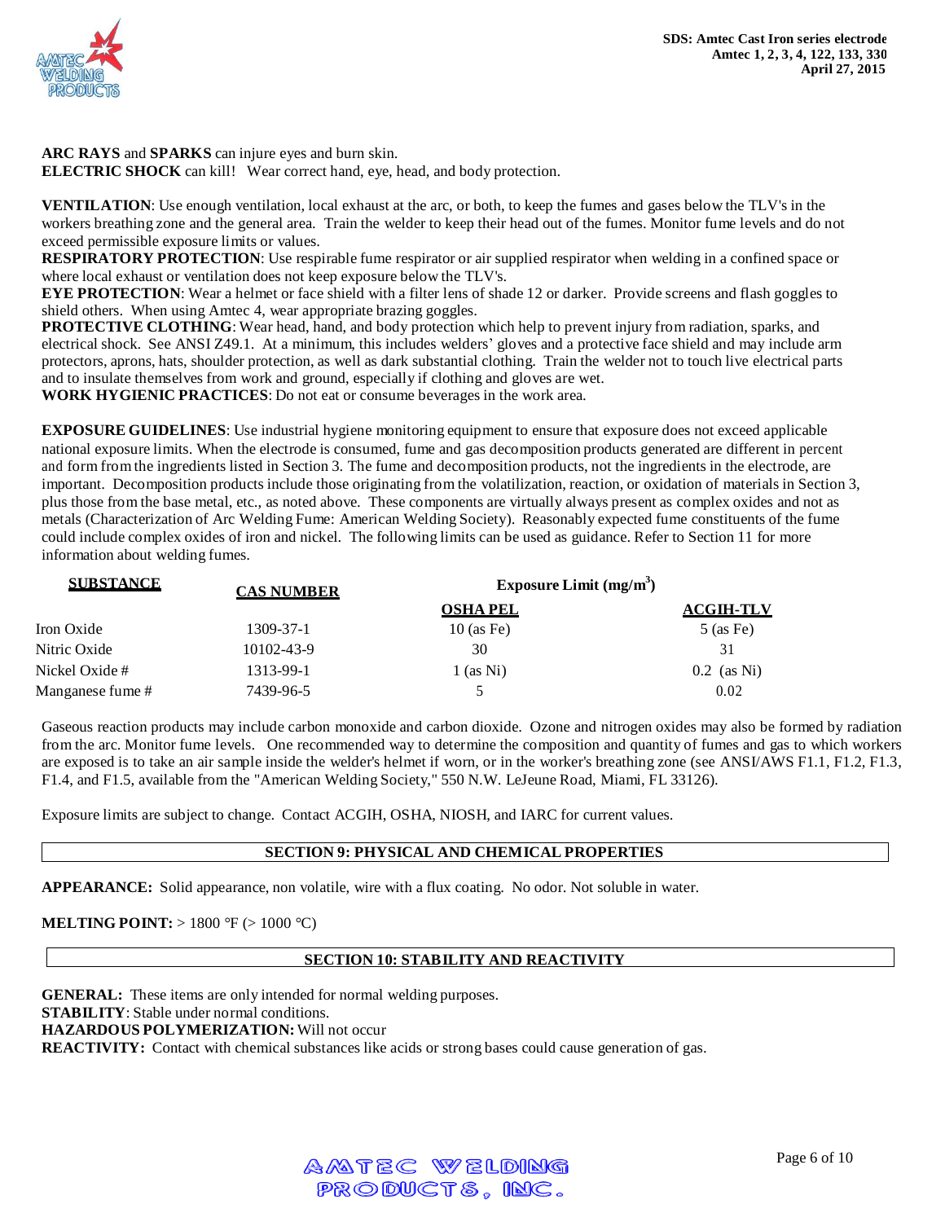**ARC RAYS** and **SPARKS** can injure eyes and burn skin.
**ELECTRIC SHOCK** can kill! Wear correct hand, eye, head, and body protection.

**VENTILATION**: Use enough ventilation, local exhaust at the arc, or both, to keep the fumes and gases below the TLV's in the workers breathing zone and the general area. Train the welder to keep their head out of the fumes. Monitor fume levels and do not exceed permissible exposure limits or values.
**RESPIRATORY PROTECTION**: Use respirable fume respirator or air supplied respirator when welding in a confined space or where local exhaust or ventilation does not keep exposure below the TLV's.
**EYE PROTECTION**: Wear a helmet or face shield with a filter lens of shade 12 or darker. Provide screens and flash goggles to shield others. When using Amtec 4, wear appropriate brazing goggles.
**PROTECTIVE CLOTHING**: Wear head, hand, and body protection which help to prevent injury from radiation, sparks, and electrical shock. See ANSI Z49.1. At a minimum, this includes welders' gloves and a protective face shield and may include arm protectors, aprons, hats, shoulder protection, as well as dark substantial clothing. Train the welder not to touch live electrical parts and to insulate themselves from work and ground, especially if clothing and gloves are wet.
**WORK HYGIENIC PRACTICES**: Do not eat or consume beverages in the work area.

**EXPOSURE GUIDELINES**: Use industrial hygiene monitoring equipment to ensure that exposure does not exceed applicable national exposure limits. When the electrode is consumed, fume and gas decomposition products generated are different in percent and form from the ingredients listed in Section 3. The fume and decomposition products, not the ingredients in the electrode, are important. Decomposition products include those originating from the volatilization, reaction, or oxidation of materials in Section 3, plus those from the base metal, etc., as noted above. These components are virtually always present as complex oxides and not as metals (Characterization of Arc Welding Fume: American Welding Society). Reasonably expected fume constituents of the fume could include complex oxides of iron and nickel. The following limits can be used as guidance. Refer to Section 11 for more information about welding fumes.

| SUBSTANCE | CAS NUMBER | Exposure Limit ($mg/m^3$) | |
|---|---|---|---|
| | | OSHA PEL | ACGIH-TLV |
| Iron Oxide | 1309-37-1 | 10 (as Fe) | 5 (as Fe) |
| Nitric Oxide | 10102-43-9 | 30 | 31 |
| Nickel Oxide # | 1313-99-1 | 1 (as Ni) | 0.2 (as Ni) |
| Manganese fume # | 7439-96-5 | 5 | 0.02 |

Gaseous reaction products may include carbon monoxide and carbon dioxide. Ozone and nitrogen oxides may also be formed by radiation from the arc. Monitor fume levels. One recommended way to determine the composition and quantity of fumes and gas to which workers are exposed is to take an air sample inside the welder's helmet if worn, or in the worker's breathing zone (see ANSI/AWS F1.1, F1.2, F1.3, F1.4, and F1.5, available from the "American Welding Society," 550 N.W. LeJeune Road, Miami, FL 33126).

Exposure limits are subject to change. Contact ACGIH, OSHA, NIOSH, and IARC for current values.

## SECTION 9: PHYSICAL AND CHEMICAL PROPERTIES

**APPEARANCE:** Solid appearance, non volatile, wire with a flux coating. No odor. Not soluble in water.

**MELTING POINT:** > 1800 °F (> 1000 °C)

## SECTION 10: STABILITY AND REACTIVITY

**GENERAL:** These items are only intended for normal welding purposes.
**STABILITY**: Stable under normal conditions.
**HAZARDOUS POLYMERIZATION:** Will not occur
**REACTIVITY:** Contact with chemical substances like acids or strong bases could cause generation of gas.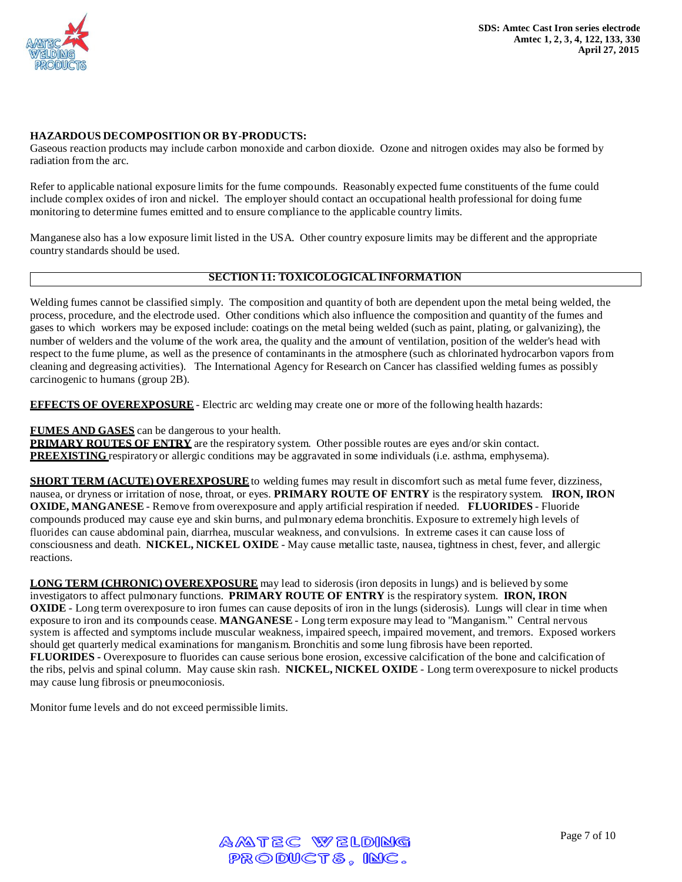**HAZARDOUS DECOMPOSITION OR BY-PRODUCTS:**
Gaseous reaction products may include carbon monoxide and carbon dioxide. Ozone and nitrogen oxides may also be formed by radiation from the arc.

Refer to applicable national exposure limits for the fume compounds. Reasonably expected fume constituents of the fume could include complex oxides of iron and nickel. The employer should contact an occupational health professional for doing fume monitoring to determine fumes emitted and to ensure compliance to the applicable country limits.

Manganese also has a low exposure limit listed in the USA. Other country exposure limits may be different and the appropriate country standards should be used.

## SECTION 11: TOXICOLOGICAL INFORMATION

Welding fumes cannot be classified simply. The composition and quantity of both are dependent upon the metal being welded, the process, procedure, and the electrode used. Other conditions which also influence the composition and quantity of the fumes and gases to which workers may be exposed include: coatings on the metal being welded (such as paint, plating, or galvanizing), the number of welders and the volume of the work area, the quality and the amount of ventilation, position of the welder's head with respect to the fume plume, as well as the presence of contaminants in the atmosphere (such as chlorinated hydrocarbon vapors from cleaning and degreasing activities). The International Agency for Research on Cancer has classified welding fumes as possibly carcinogenic to humans (group 2B).

**EFFECTS OF OVEREXPOSURE** - Electric arc welding may create one or more of the following health hazards:

**FUMES AND GASES** can be dangerous to your health.
**PRIMARY ROUTES OF ENTRY** are the respiratory system. Other possible routes are eyes and/or skin contact.
**PREEXISTING** respiratory or allergic conditions may be aggravated in some individuals (i.e. asthma, emphysema).

**SHORT TERM (ACUTE) OVEREXPOSURE** to welding fumes may result in discomfort such as metal fume fever, dizziness, nausea, or dryness or irritation of nose, throat, or eyes. **PRIMARY ROUTE OF ENTRY** is the respiratory system. **IRON, IRON OXIDE, MANGANESE** - Remove from overexposure and apply artificial respiration if needed. **FLUORIDES** - Fluoride compounds produced may cause eye and skin burns, and pulmonary edema bronchitis. Exposure to extremely high levels of fluorides can cause abdominal pain, diarrhea, muscular weakness, and convulsions. In extreme cases it can cause loss of consciousness and death. **NICKEL, NICKEL OXIDE** - May cause metallic taste, nausea, tightness in chest, fever, and allergic reactions.

**LONG TERM (CHRONIC) OVEREXPOSURE** may lead to siderosis (iron deposits in lungs) and is believed by some investigators to affect pulmonary functions. **PRIMARY ROUTE OF ENTRY** is the respiratory system. **IRON, IRON OXIDE** - Long term overexposure to iron fumes can cause deposits of iron in the lungs (siderosis). Lungs will clear in time when exposure to iron and its compounds cease. **MANGANESE** - Long term exposure may lead to "Manganism." Central nervous system is affected and symptoms include muscular weakness, impaired speech, impaired movement, and tremors. Exposed workers should get quarterly medical examinations for manganism. Bronchitis and some lung fibrosis have been reported. **FLUORIDES** - Overexposure to fluorides can cause serious bone erosion, excessive calcification of the bone and calcification of the ribs, pelvis and spinal column. May cause skin rash. **NICKEL, NICKEL OXIDE** - Long term overexposure to nickel products may cause lung fibrosis or pneumoconiosis.

Monitor fume levels and do not exceed permissible limits.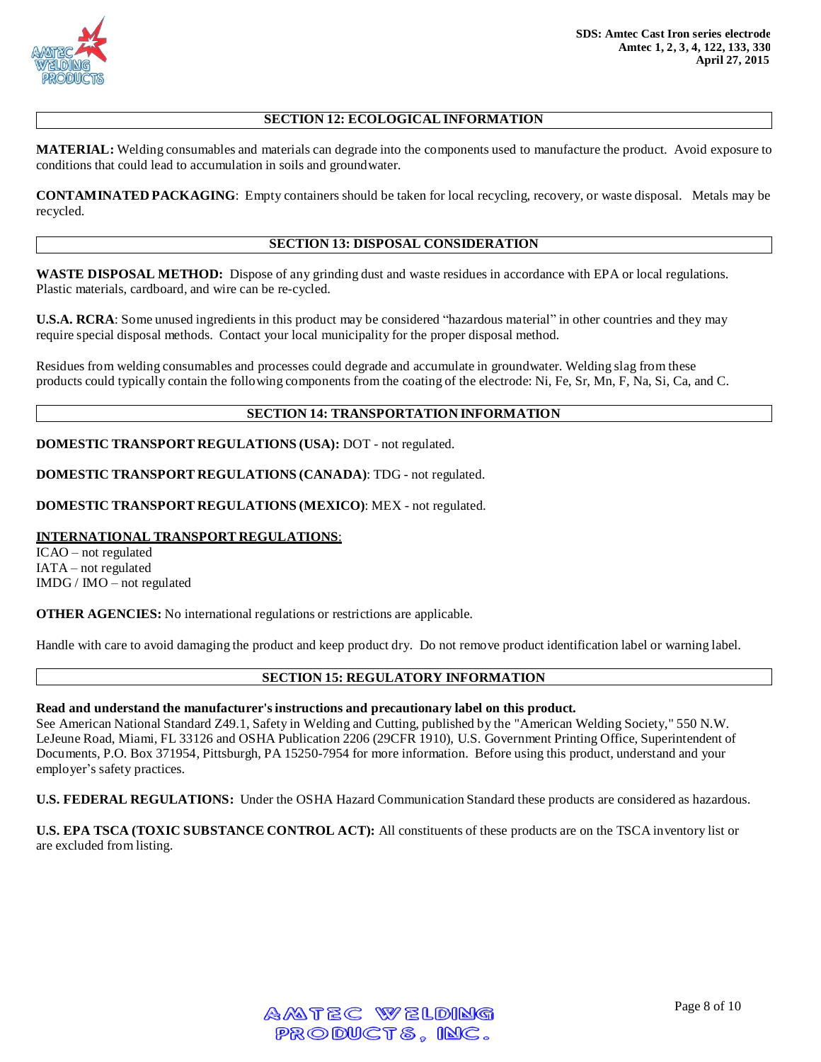## SECTION 12: ECOLOGICAL INFORMATION

**MATERIAL:** Welding consumables and materials can degrade into the components used to manufacture the product. Avoid exposure to conditions that could lead to accumulation in soils and groundwater.

**CONTAMINATED PACKAGING**: Empty containers should be taken for local recycling, recovery, or waste disposal. Metals may be recycled.

## SECTION 13: DISPOSAL CONSIDERATION

**WASTE DISPOSAL METHOD:** Dispose of any grinding dust and waste residues in accordance with EPA or local regulations. Plastic materials, cardboard, and wire can be re-cycled.

**U.S.A. RCRA**: Some unused ingredients in this product may be considered "hazardous material" in other countries and they may require special disposal methods. Contact your local municipality for the proper disposal method.

Residues from welding consumables and processes could degrade and accumulate in groundwater. Welding slag from these products could typically contain the following components from the coating of the electrode: Ni, Fe, Sr, Mn, F, Na, Si, Ca, and C.

## SECTION 14: TRANSPORTATION INFORMATION

**DOMESTIC TRANSPORT REGULATIONS (USA):** DOT - not regulated.

**DOMESTIC TRANSPORT REGULATIONS (CANADA)**: TDG - not regulated.

**DOMESTIC TRANSPORT REGULATIONS (MEXICO)**: MEX - not regulated.

**INTERNATIONAL TRANSPORT REGULATIONS**:
ICAO – not regulated
IATA – not regulated
IMDG / IMO – not regulated

**OTHER AGENCIES:** No international regulations or restrictions are applicable.

Handle with care to avoid damaging the product and keep product dry. Do not remove product identification label or warning label.

## SECTION 15: REGULATORY INFORMATION

**Read and understand the manufacturer's instructions and precautionary label on this product.**
See American National Standard Z49.1, Safety in Welding and Cutting, published by the "American Welding Society," 550 N.W. LeJeune Road, Miami, FL 33126 and OSHA Publication 2206 (29CFR 1910), U.S. Government Printing Office, Superintendent of Documents, P.O. Box 371954, Pittsburgh, PA 15250-7954 for more information. Before using this product, understand and your employer's safety practices.

**U.S. FEDERAL REGULATIONS:** Under the OSHA Hazard Communication Standard these products are considered as hazardous.

**U.S. EPA TSCA (TOXIC SUBSTANCE CONTROL ACT):** All constituents of these products are on the TSCA inventory list or are excluded from listing.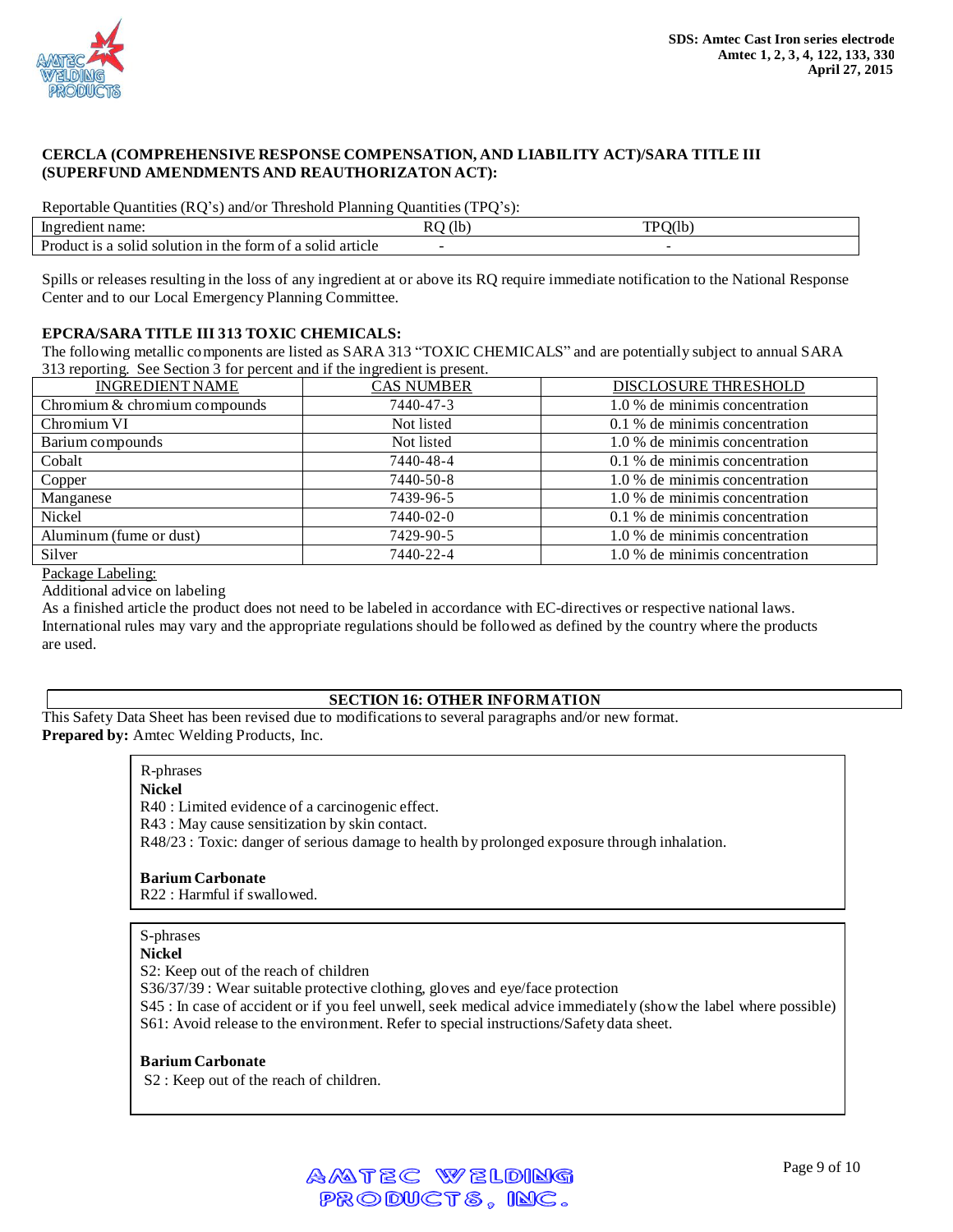**CERCLA (COMPREHENSIVE RESPONSE COMPENSATION, AND LIABILITY ACT)/SARA TITLE III (SUPERFUND AMENDMENTS AND REAUTHORIZATON ACT):**

Reportable Quantities (RQ's) and/or Threshold Planning Quantities (TPQ's):

| Ingredient name: | RQ (lb) | TPQ(lb) |
|---|---|---|
| Product is a solid solution in the form of a solid article | - | - |

Spills or releases resulting in the loss of any ingredient at or above its RQ require immediate notification to the National Response Center and to our Local Emergency Planning Committee.

**EPCRA/SARA TITLE III 313 TOXIC CHEMICALS:**

The following metallic components are listed as SARA 313 "TOXIC CHEMICALS" and are potentially subject to annual SARA 313 reporting. See Section 3 for percent and if the ingredient is present.

| INGREDIENT NAME | CAS NUMBER | DISCLOSURE THRESHOLD |
|---|---|---|
| Chromium & chromium compounds | 7440-47-3 | 1.0 % de minimis concentration |
| Chromium VI | Not listed | 0.1 % de minimis concentration |
| Barium compounds | Not listed | 1.0 % de minimis concentration |
| Cobalt | 7440-48-4 | 0.1 % de minimis concentration |
| Copper | 7440-50-8 | 1.0 % de minimis concentration |
| Manganese | 7439-96-5 | 1.0 % de minimis concentration |
| Nickel | 7440-02-0 | 0.1 % de minimis concentration |
| Aluminum (fume or dust) | 7429-90-5 | 1.0 % de minimis concentration |
| Silver | 7440-22-4 | 1.0 % de minimis concentration |

Package Labeling:

Additional advice on labeling

As a finished article the product does not need to be labeled in accordance with EC-directives or respective national laws. International rules may vary and the appropriate regulations should be followed as defined by the country where the products are used.

## SECTION 16: OTHER INFORMATION

This Safety Data Sheet has been revised due to modifications to several paragraphs and/or new format.

**Prepared by:** Amtec Welding Products, Inc.

R-phrases

**Nickel**

R40 : Limited evidence of a carcinogenic effect.

R43 : May cause sensitization by skin contact.

R48/23 : Toxic: danger of serious damage to health by prolonged exposure through inhalation.

**Barium Carbonate**

R22 : Harmful if swallowed.

S-phrases

**Nickel**

S2: Keep out of the reach of children

S36/37/39 : Wear suitable protective clothing, gloves and eye/face protection

S45 : In case of accident or if you feel unwell, seek medical advice immediately (show the label where possible)

S61: Avoid release to the environment. Refer to special instructions/Safety data sheet.

**Barium Carbonate**

S2 : Keep out of the reach of children.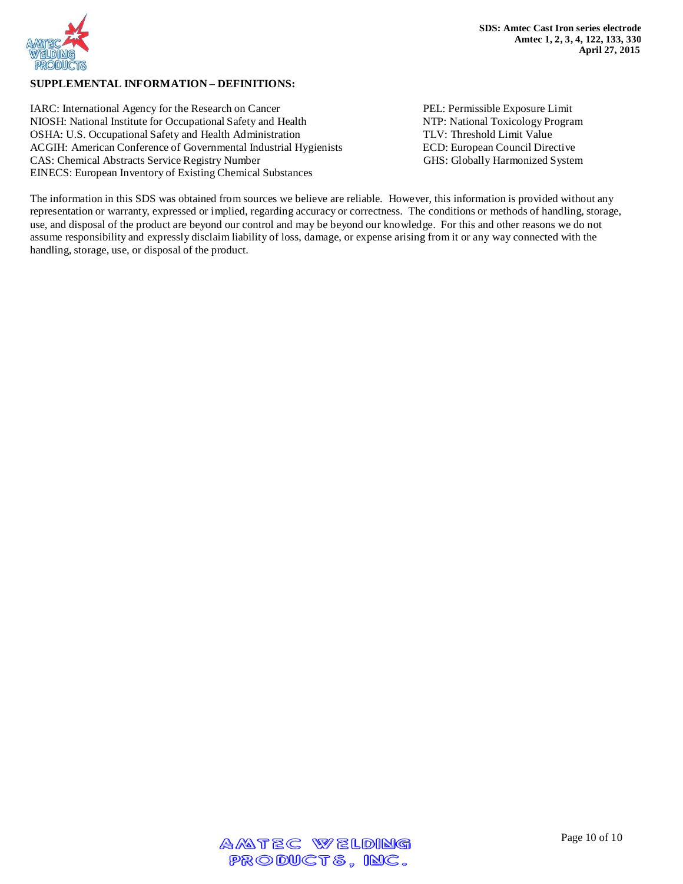**SUPPLEMENTAL INFORMATION – DEFINITIONS:**

IARC: International Agency for the Research on Cancer
NIOSH: National Institute for Occupational Safety and Health
OSHA: U.S. Occupational Safety and Health Administration
ACGIH: American Conference of Governmental Industrial Hygienists
CAS: Chemical Abstracts Service Registry Number
EINECS: European Inventory of Existing Chemical Substances
PEL: Permissible Exposure Limit
NTP: National Toxicology Program
TLV: Threshold Limit Value
ECD: European Council Directive
GHS: Globally Harmonized System

The information in this SDS was obtained from sources we believe are reliable. However, this information is provided without any representation or warranty, expressed or implied, regarding accuracy or correctness. The conditions or methods of handling, storage, use, and disposal of the product are beyond our control and may be beyond our knowledge. For this and other reasons we do not assume responsibility and expressly disclaim liability of loss, damage, or expense arising from it or any way connected with the handling, storage, use, or disposal of the product.